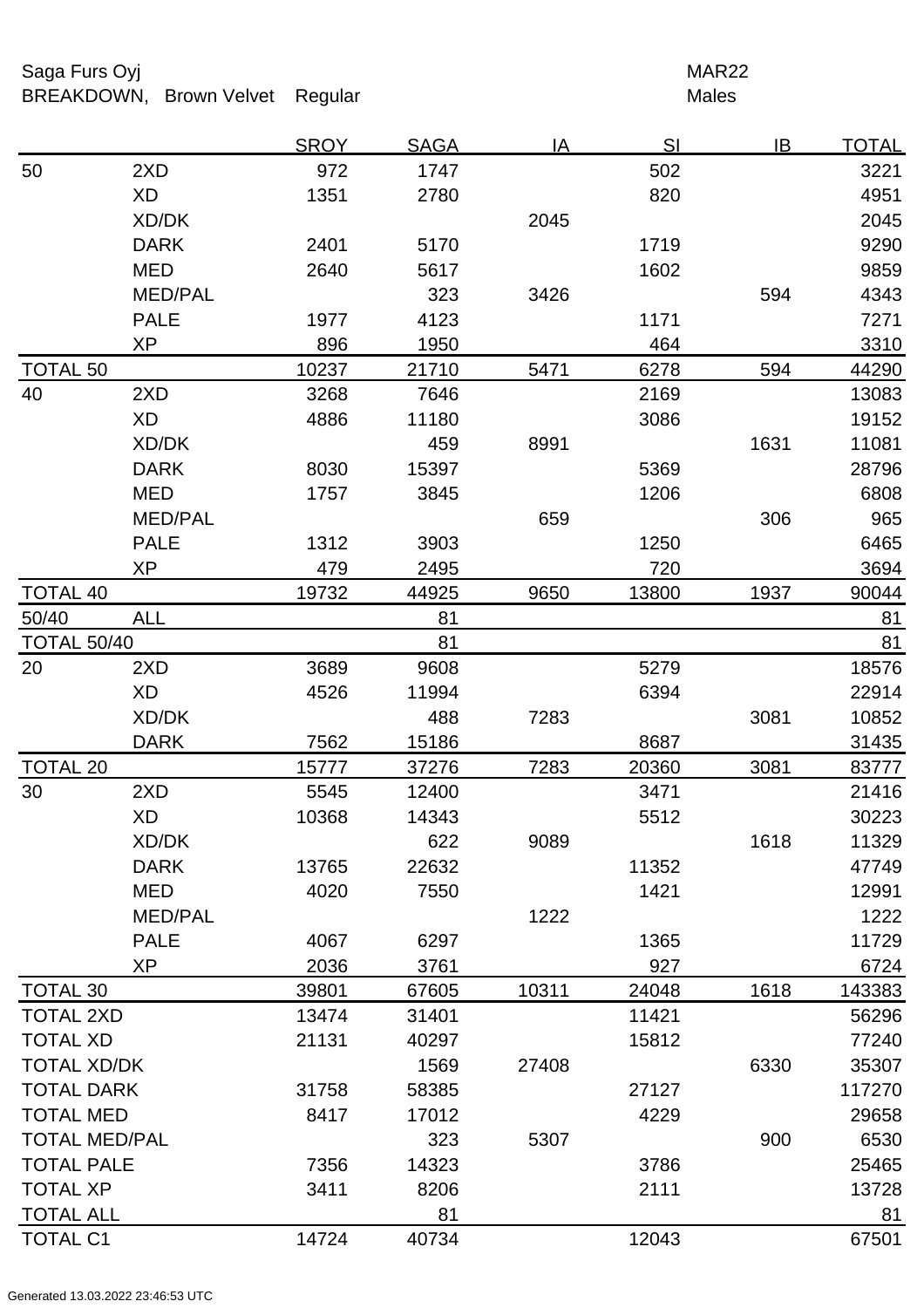Saga Furs Oyj

BREAKDOWN, Brown Velvet Regular

MAR22

Males

| | | SROY | SAGA | IA | SI | IB | TOTAL |
|---|---|---|---|---|---|---|---|
| 50 | 2XD | 972 | 1747 | | 502 | | 3221 |
| | XD | 1351 | 2780 | | 820 | | 4951 |
| | XD/DK | | | 2045 | | | 2045 |
| | DARK | 2401 | 5170 | | 1719 | | 9290 |
| | MED | 2640 | 5617 | | 1602 | | 9859 |
| | MED/PAL | | 323 | 3426 | | 594 | 4343 |
| | PALE | 1977 | 4123 | | 1171 | | 7271 |
| | XP | 896 | 1950 | | 464 | | 3310 |
| TOTAL 50 | | 10237 | 21710 | 5471 | 6278 | 594 | 44290 |
| 40 | 2XD | 3268 | 7646 | | 2169 | | 13083 |
| | XD | 4886 | 11180 | | 3086 | | 19152 |
| | XD/DK | | 459 | 8991 | | 1631 | 11081 |
| | DARK | 8030 | 15397 | | 5369 | | 28796 |
| | MED | 1757 | 3845 | | 1206 | | 6808 |
| | MED/PAL | | | 659 | | 306 | 965 |
| | PALE | 1312 | 3903 | | 1250 | | 6465 |
| | XP | 479 | 2495 | | 720 | | 3694 |
| TOTAL 40 | | 19732 | 44925 | 9650 | 13800 | 1937 | 90044 |
| 50/40 | ALL | | 81 | | | | 81 |
| TOTAL 50/40 | | | 81 | | | | 81 |
| 20 | 2XD | 3689 | 9608 | | 5279 | | 18576 |
| | XD | 4526 | 11994 | | 6394 | | 22914 |
| | XD/DK | | 488 | 7283 | | 3081 | 10852 |
| | DARK | 7562 | 15186 | | 8687 | | 31435 |
| TOTAL 20 | | 15777 | 37276 | 7283 | 20360 | 3081 | 83777 |
| 30 | 2XD | 5545 | 12400 | | 3471 | | 21416 |
| | XD | 10368 | 14343 | | 5512 | | 30223 |
| | XD/DK | | 622 | 9089 | | 1618 | 11329 |
| | DARK | 13765 | 22632 | | 11352 | | 47749 |
| | MED | 4020 | 7550 | | 1421 | | 12991 |
| | MED/PAL | | | 1222 | | | 1222 |
| | PALE | 4067 | 6297 | | 1365 | | 11729 |
| | XP | 2036 | 3761 | | 927 | | 6724 |
| TOTAL 30 | | 39801 | 67605 | 10311 | 24048 | 1618 | 143383 |
| TOTAL 2XD | | 13474 | 31401 | | 11421 | | 56296 |
| TOTAL XD | | 21131 | 40297 | | 15812 | | 77240 |
| TOTAL XD/DK | | | 1569 | 27408 | | 6330 | 35307 |
| TOTAL DARK | | 31758 | 58385 | | 27127 | | 117270 |
| TOTAL MED | | 8417 | 17012 | | 4229 | | 29658 |
| TOTAL MED/PAL | | | 323 | 5307 | | 900 | 6530 |
| TOTAL PALE | | 7356 | 14323 | | 3786 | | 25465 |
| TOTAL XP | | 3411 | 8206 | | 2111 | | 13728 |
| TOTAL ALL | | | 81 | | | | 81 |
| TOTAL C1 | | 14724 | 40734 | | 12043 | | 67501 |

Generated 13.03.2022 23:46:53 UTC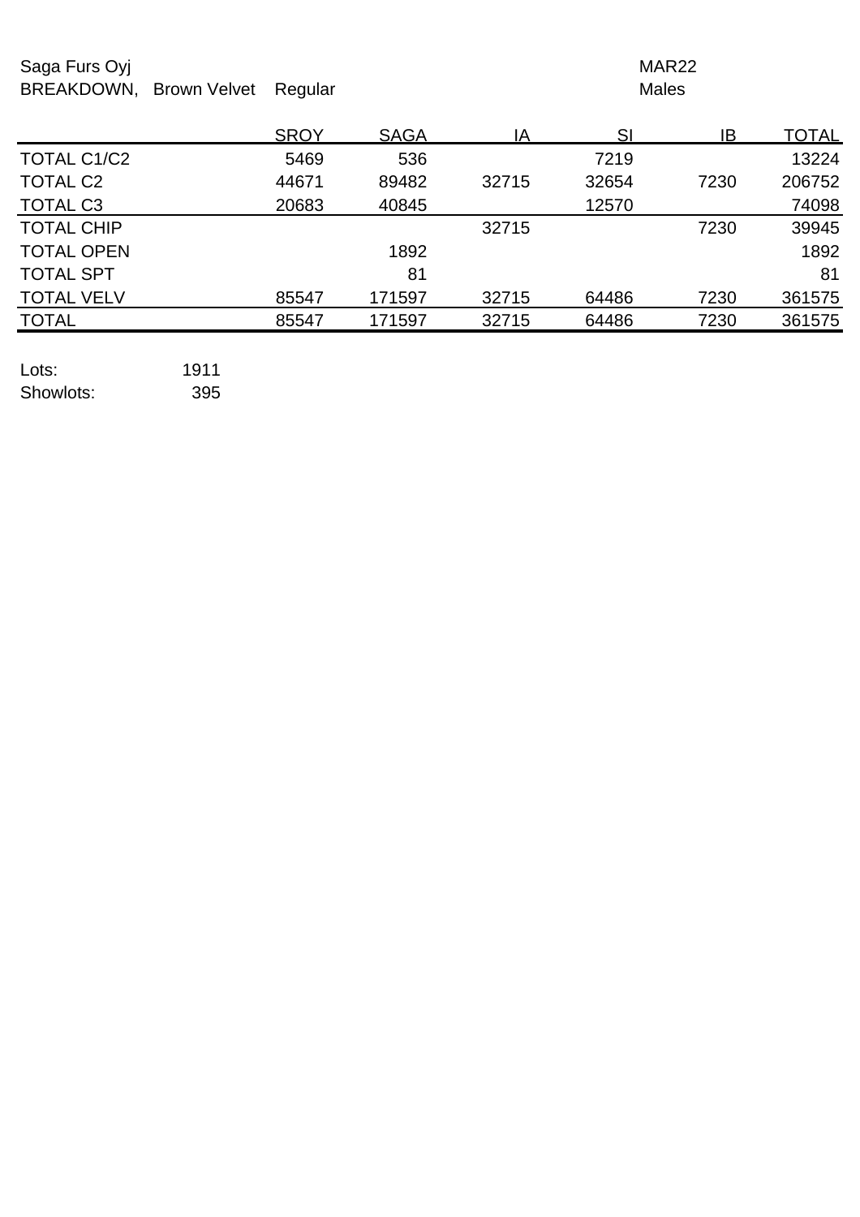Saga Furs Oyj
BREAKDOWN, Brown Velvet Regular

MAR22
Males

| | SROY | SAGA | IA | SI | IB | TOTAL |
|---|---|---|---|---|---|---|
| TOTAL C1/C2 | 5469 | 536 | | 7219 | | 13224 |
| TOTAL C2 | 44671 | 89482 | 32715 | 32654 | 7230 | 206752 |
| TOTAL C3 | 20683 | 40845 | | 12570 | | 74098 |
| TOTAL CHIP | | | 32715 | | 7230 | 39945 |
| TOTAL OPEN | | 1892 | | | | 1892 |
| TOTAL SPT | | 81 | | | | 81 |
| TOTAL VELV | 85547 | 171597 | 32715 | 64486 | 7230 | 361575 |
| TOTAL | 85547 | 171597 | 32715 | 64486 | 7230 | 361575 |

Lots: 1911
Showlots: 395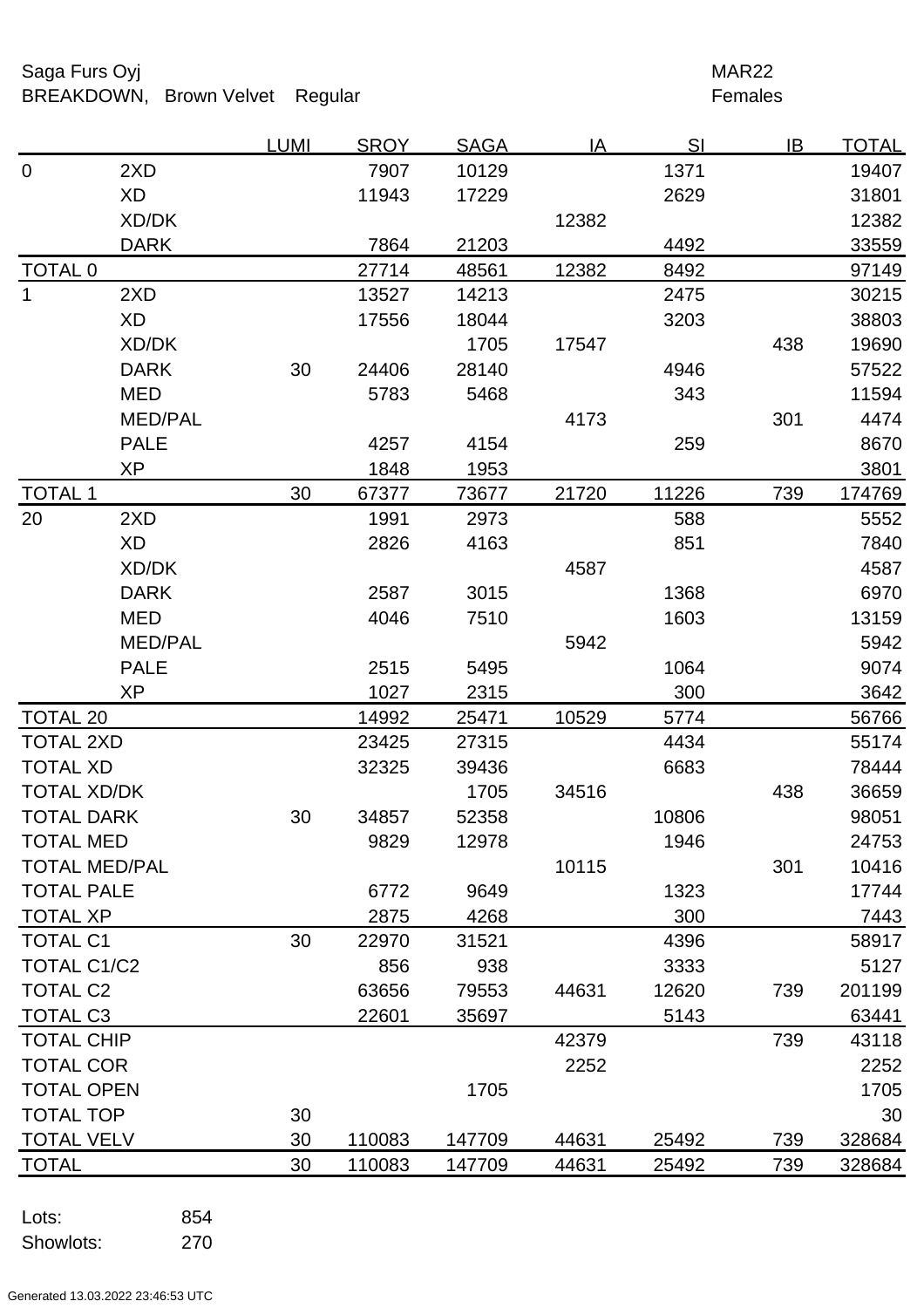Saga Furs Oyj

BREAKDOWN, Brown Velvet Regular

MAR22

Females

| | | LUMI | SROY | SAGA | IA | SI | IB | TOTAL |
|---|---|---|---|---|---|---|---|---|
| 0 | 2XD | | 7907 | 10129 | | 1371 | | 19407 |
| | XD | | 11943 | 17229 | | 2629 | | 31801 |
| | XD/DK | | | | 12382 | | | 12382 |
| | DARK | | 7864 | 21203 | | 4492 | | 33559 |
| TOTAL 0 | | | 27714 | 48561 | 12382 | 8492 | | 97149 |
| 1 | 2XD | | 13527 | 14213 | | 2475 | | 30215 |
| | XD | | 17556 | 18044 | | 3203 | | 38803 |
| | XD/DK | | | 1705 | 17547 | | 438 | 19690 |
| | DARK | 30 | 24406 | 28140 | | 4946 | | 57522 |
| | MED | | 5783 | 5468 | | 343 | | 11594 |
| | MED/PAL | | | | 4173 | | 301 | 4474 |
| | PALE | | 4257 | 4154 | | 259 | | 8670 |
| | XP | | 1848 | 1953 | | | | 3801 |
| TOTAL 1 | | 30 | 67377 | 73677 | 21720 | 11226 | 739 | 174769 |
| 20 | 2XD | | 1991 | 2973 | | 588 | | 5552 |
| | XD | | 2826 | 4163 | | 851 | | 7840 |
| | XD/DK | | | | 4587 | | | 4587 |
| | DARK | | 2587 | 3015 | | 1368 | | 6970 |
| | MED | | 4046 | 7510 | | 1603 | | 13159 |
| | MED/PAL | | | | 5942 | | | 5942 |
| | PALE | | 2515 | 5495 | | 1064 | | 9074 |
| | XP | | 1027 | 2315 | | 300 | | 3642 |
| TOTAL 20 | | | 14992 | 25471 | 10529 | 5774 | | 56766 |
| TOTAL 2XD | | | 23425 | 27315 | | 4434 | | 55174 |
| TOTAL XD | | | 32325 | 39436 | | 6683 | | 78444 |
| TOTAL XD/DK | | | | 1705 | 34516 | | 438 | 36659 |
| TOTAL DARK | | 30 | 34857 | 52358 | | 10806 | | 98051 |
| TOTAL MED | | | 9829 | 12978 | | 1946 | | 24753 |
| TOTAL MED/PAL | | | | | 10115 | | 301 | 10416 |
| TOTAL PALE | | | 6772 | 9649 | | 1323 | | 17744 |
| TOTAL XP | | | 2875 | 4268 | | 300 | | 7443 |
| TOTAL C1 | | 30 | 22970 | 31521 | | 4396 | | 58917 |
| TOTAL C1/C2 | | | 856 | 938 | | 3333 | | 5127 |
| TOTAL C2 | | | 63656 | 79553 | 44631 | 12620 | 739 | 201199 |
| TOTAL C3 | | | 22601 | 35697 | | 5143 | | 63441 |
| TOTAL CHIP | | | | | 42379 | | 739 | 43118 |
| TOTAL COR | | | | | 2252 | | | 2252 |
| TOTAL OPEN | | | | 1705 | | | | 1705 |
| TOTAL TOP | | 30 | | | | | | 30 |
| TOTAL VELV | | 30 | 110083 | 147709 | 44631 | 25492 | 739 | 328684 |
| TOTAL | | 30 | 110083 | 147709 | 44631 | 25492 | 739 | 328684 |

Lots: 854

Showlots: 270

Generated 13.03.2022 23:46:53 UTC